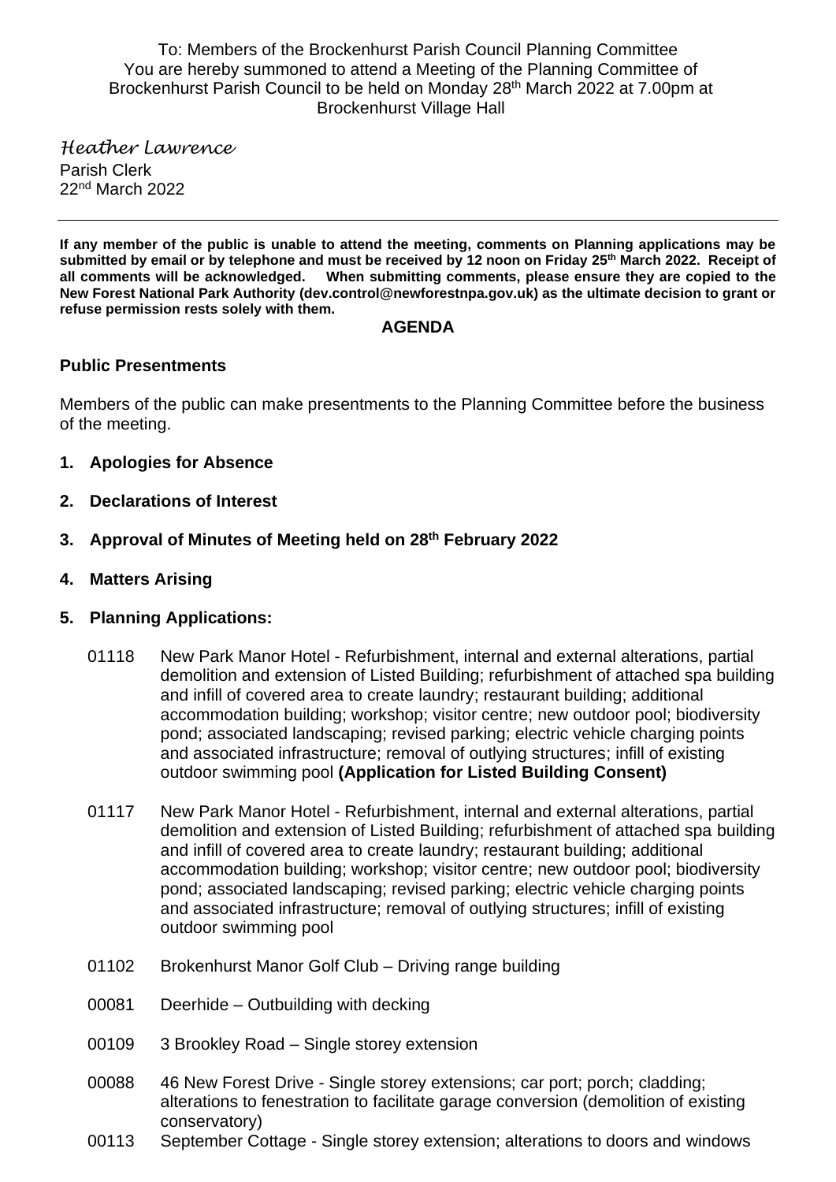To: Members of the Brockenhurst Parish Council Planning Committee
You are hereby summoned to attend a Meeting of the Planning Committee of Brockenhurst Parish Council to be held on Monday 28th March 2022 at 7.00pm at Brockenhurst Village Hall

*Heather Lawrence*
Parish Clerk
22nd March 2022

---

**If any member of the public is unable to attend the meeting, comments on Planning applications may be submitted by email or by telephone and must be received by 12 noon on Friday 25th March 2022. Receipt of all comments will be acknowledged. When submitting comments, please ensure they are copied to the New Forest National Park Authority (dev.control@newforestnpa.gov.uk) as the ultimate decision to grant or refuse permission rests solely with them.**

## AGENDA

### Public Presentments

Members of the public can make presentments to the Planning Committee before the business of the meeting.

1. **Apologies for Absence**
2. **Declarations of Interest**
3. **Approval of Minutes of Meeting held on 28th February 2022**
4. **Matters Arising**
5. **Planning Applications:**

   01118 New Park Manor Hotel - Refurbishment, internal and external alterations, partial demolition and extension of Listed Building; refurbishment of attached spa building and infill of covered area to create laundry; restaurant building; additional accommodation building; workshop; visitor centre; new outdoor pool; biodiversity pond; associated landscaping; revised parking; electric vehicle charging points and associated infrastructure; removal of outlying structures; infill of existing outdoor swimming pool **(Application for Listed Building Consent)**

   01117 New Park Manor Hotel - Refurbishment, internal and external alterations, partial demolition and extension of Listed Building; refurbishment of attached spa building and infill of covered area to create laundry; restaurant building; additional accommodation building; workshop; visitor centre; new outdoor pool; biodiversity pond; associated landscaping; revised parking; electric vehicle charging points and associated infrastructure; removal of outlying structures; infill of existing outdoor swimming pool

   01102 Brokenhurst Manor Golf Club – Driving range building

   00081 Deerhide – Outbuilding with decking

   00109 3 Brookley Road – Single storey extension

   00088 46 New Forest Drive - Single storey extensions; car port; porch; cladding; alterations to fenestration to facilitate garage conversion (demolition of existing conservatory)

   00113 September Cottage - Single storey extension; alterations to doors and windows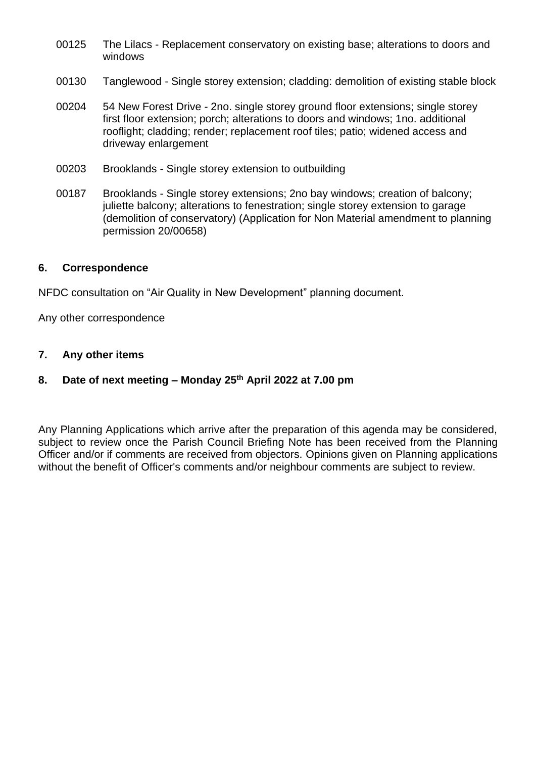00125 The Lilacs - Replacement conservatory on existing base; alterations to doors and windows

00130 Tanglewood - Single storey extension; cladding: demolition of existing stable block

00204 54 New Forest Drive - 2no. single storey ground floor extensions; single storey first floor extension; porch; alterations to doors and windows; 1no. additional rooflight; cladding; render; replacement roof tiles; patio; widened access and driveway enlargement

00203 Brooklands - Single storey extension to outbuilding

00187 Brooklands - Single storey extensions; 2no bay windows; creation of balcony; juliette balcony; alterations to fenestration; single storey extension to garage (demolition of conservatory) (Application for Non Material amendment to planning permission 20/00658)

## 6. Correspondence

NFDC consultation on “Air Quality in New Development” planning document.

Any other correspondence

## 7. Any other items

## 8. Date of next meeting – Monday 25th April 2022 at 7.00 pm

Any Planning Applications which arrive after the preparation of this agenda may be considered, subject to review once the Parish Council Briefing Note has been received from the Planning Officer and/or if comments are received from objectors. Opinions given on Planning applications without the benefit of Officer's comments and/or neighbour comments are subject to review.